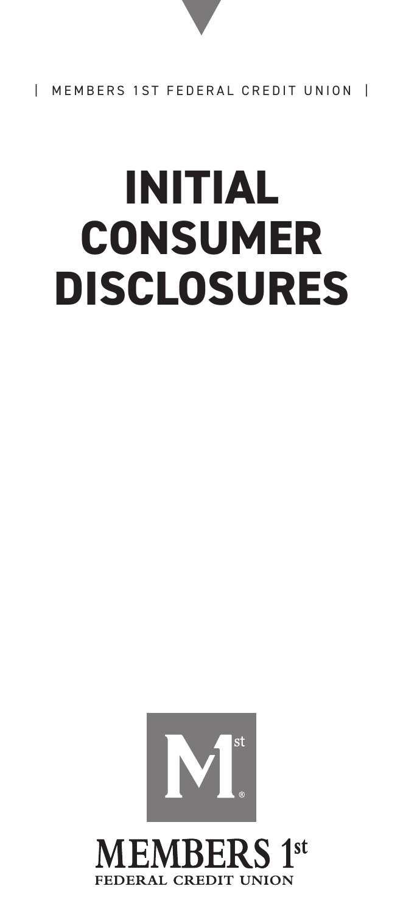| MEMBERS 1ST FEDERAL CREDIT UNION |

# INITIAL CONSUMER DISCLOSURES

MEMBERS 1st
FEDERAL CREDIT UNION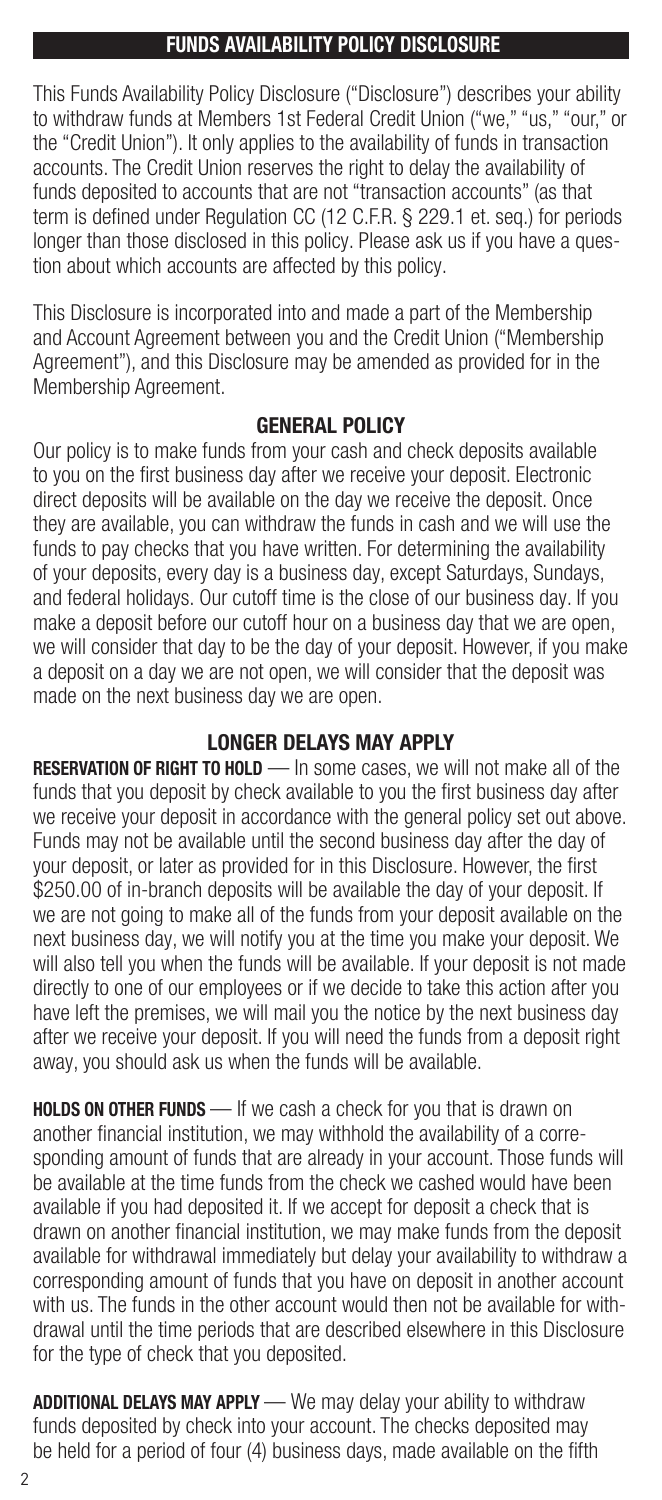## FUNDS AVAILABILITY POLICY DISCLOSURE

This Funds Availability Policy Disclosure ("Disclosure") describes your ability to withdraw funds at Members 1st Federal Credit Union ("we," "us," "our," or the "Credit Union"). It only applies to the availability of funds in transaction accounts. The Credit Union reserves the right to delay the availability of funds deposited to accounts that are not "transaction accounts" (as that term is defined under Regulation CC (12 C.F.R. § 229.1 et. seq.) for periods longer than those disclosed in this policy. Please ask us if you have a question about which accounts are affected by this policy.

This Disclosure is incorporated into and made a part of the Membership and Account Agreement between you and the Credit Union ("Membership Agreement"), and this Disclosure may be amended as provided for in the Membership Agreement.

### GENERAL POLICY

Our policy is to make funds from your cash and check deposits available to you on the first business day after we receive your deposit. Electronic direct deposits will be available on the day we receive the deposit. Once they are available, you can withdraw the funds in cash and we will use the funds to pay checks that you have written. For determining the availability of your deposits, every day is a business day, except Saturdays, Sundays, and federal holidays. Our cutoff time is the close of our business day. If you make a deposit before our cutoff hour on a business day that we are open, we will consider that day to be the day of your deposit. However, if you make a deposit on a day we are not open, we will consider that the deposit was made on the next business day we are open.

### LONGER DELAYS MAY APPLY

**RESERVATION OF RIGHT TO HOLD** — In some cases, we will not make all of the funds that you deposit by check available to you the first business day after we receive your deposit in accordance with the general policy set out above. Funds may not be available until the second business day after the day of your deposit, or later as provided for in this Disclosure. However, the first $250.00 of in-branch deposits will be available the day of your deposit. If we are not going to make all of the funds from your deposit available on the next business day, we will notify you at the time you make your deposit. We will also tell you when the funds will be available. If your deposit is not made directly to one of our employees or if we decide to take this action after you have left the premises, we will mail you the notice by the next business day after we receive your deposit. If you will need the funds from a deposit right away, you should ask us when the funds will be available.

**HOLDS ON OTHER FUNDS** — If we cash a check for you that is drawn on another financial institution, we may withhold the availability of a corresponding amount of funds that are already in your account. Those funds will be available at the time funds from the check we cashed would have been available if you had deposited it. If we accept for deposit a check that is drawn on another financial institution, we may make funds from the deposit available for withdrawal immediately but delay your availability to withdraw a corresponding amount of funds that you have on deposit in another account with us. The funds in the other account would then not be available for withdrawal until the time periods that are described elsewhere in this Disclosure for the type of check that you deposited.

**ADDITIONAL DELAYS MAY APPLY** — We may delay your ability to withdraw funds deposited by check into your account. The checks deposited may be held for a period of four (4) business days, made available on the fifth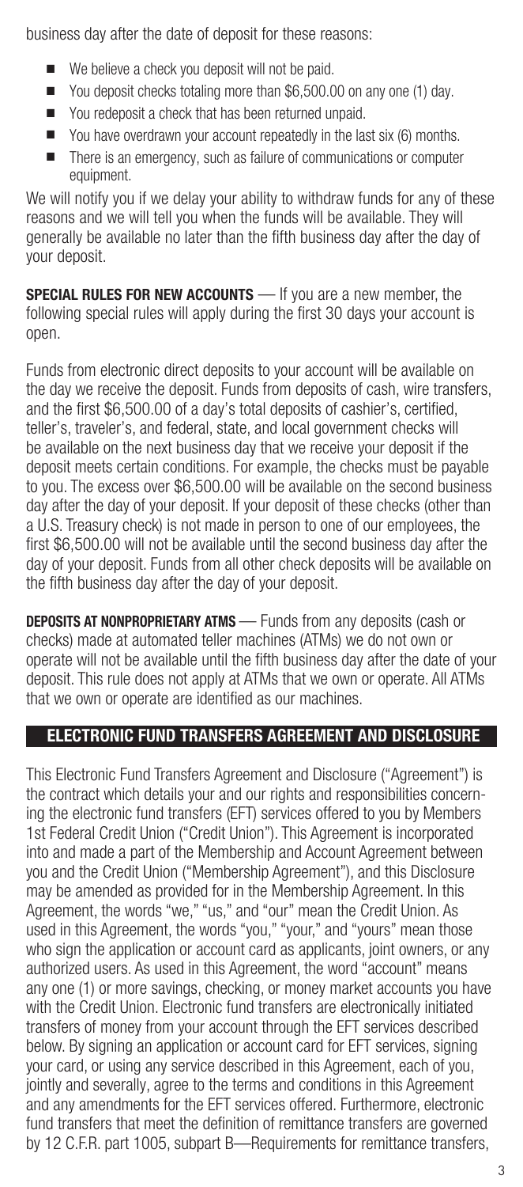business day after the date of deposit for these reasons:

- We believe a check you deposit will not be paid.
- You deposit checks totaling more than $6,500.00 on any one (1) day.
- You redeposit a check that has been returned unpaid.
- You have overdrawn your account repeatedly in the last six (6) months.
- There is an emergency, such as failure of communications or computer equipment.

We will notify you if we delay your ability to withdraw funds for any of these reasons and we will tell you when the funds will be available. They will generally be available no later than the fifth business day after the day of your deposit.

**SPECIAL RULES FOR NEW ACCOUNTS** — If you are a new member, the following special rules will apply during the first 30 days your account is open.

Funds from electronic direct deposits to your account will be available on the day we receive the deposit. Funds from deposits of cash, wire transfers, and the first $6,500.00 of a day's total deposits of cashier's, certified, teller's, traveler's, and federal, state, and local government checks will be available on the next business day that we receive your deposit if the deposit meets certain conditions. For example, the checks must be payable to you. The excess over $6,500.00 will be available on the second business day after the day of your deposit. If your deposit of these checks (other than a U.S. Treasury check) is not made in person to one of our employees, the first $6,500.00 will not be available until the second business day after the day of your deposit. Funds from all other check deposits will be available on the fifth business day after the day of your deposit.

**DEPOSITS AT NONPROPRIETARY ATMS** — Funds from any deposits (cash or checks) made at automated teller machines (ATMs) we do not own or operate will not be available until the fifth business day after the date of your deposit. This rule does not apply at ATMs that we own or operate. All ATMs that we own or operate are identified as our machines.

## ELECTRONIC FUND TRANSFERS AGREEMENT AND DISCLOSURE

This Electronic Fund Transfers Agreement and Disclosure ("Agreement") is the contract which details your and our rights and responsibilities concerning the electronic fund transfers (EFT) services offered to you by Members 1st Federal Credit Union ("Credit Union"). This Agreement is incorporated into and made a part of the Membership and Account Agreement between you and the Credit Union ("Membership Agreement"), and this Disclosure may be amended as provided for in the Membership Agreement. In this Agreement, the words "we," "us," and "our" mean the Credit Union. As used in this Agreement, the words "you," "your," and "yours" mean those who sign the application or account card as applicants, joint owners, or any authorized users. As used in this Agreement, the word "account" means any one (1) or more savings, checking, or money market accounts you have with the Credit Union. Electronic fund transfers are electronically initiated transfers of money from your account through the EFT services described below. By signing an application or account card for EFT services, signing your card, or using any service described in this Agreement, each of you, jointly and severally, agree to the terms and conditions in this Agreement and any amendments for the EFT services offered. Furthermore, electronic fund transfers that meet the definition of remittance transfers are governed by 12 C.F.R. part 1005, subpart B—Requirements for remittance transfers,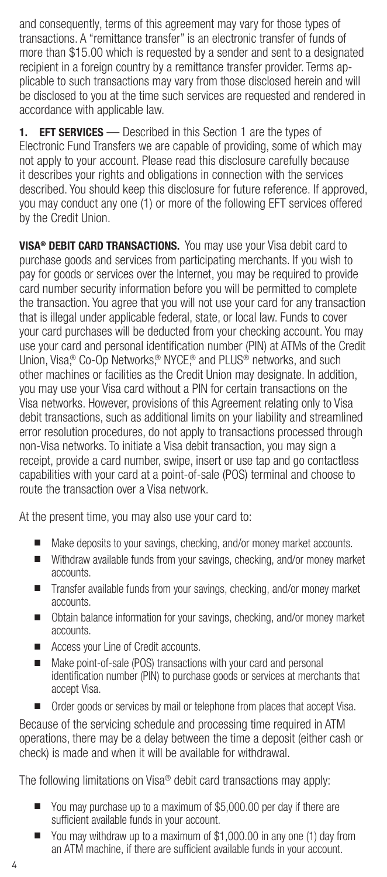and consequently, terms of this agreement may vary for those types of transactions. A "remittance transfer" is an electronic transfer of funds of more than $15.00 which is requested by a sender and sent to a designated recipient in a foreign country by a remittance transfer provider. Terms applicable to such transactions may vary from those disclosed herein and will be disclosed to you at the time such services are requested and rendered in accordance with applicable law.

**1. EFT SERVICES** — Described in this Section 1 are the types of Electronic Fund Transfers we are capable of providing, some of which may not apply to your account. Please read this disclosure carefully because it describes your rights and obligations in connection with the services described. You should keep this disclosure for future reference. If approved, you may conduct any one (1) or more of the following EFT services offered by the Credit Union.

**VISA® DEBIT CARD TRANSACTIONS.** You may use your Visa debit card to purchase goods and services from participating merchants. If you wish to pay for goods or services over the Internet, you may be required to provide card number security information before you will be permitted to complete the transaction. You agree that you will not use your card for any transaction that is illegal under applicable federal, state, or local law. Funds to cover your card purchases will be deducted from your checking account. You may use your card and personal identification number (PIN) at ATMs of the Credit Union, Visa,® Co-Op Networks,® NYCE,® and PLUS® networks, and such other machines or facilities as the Credit Union may designate. In addition, you may use your Visa card without a PIN for certain transactions on the Visa networks. However, provisions of this Agreement relating only to Visa debit transactions, such as additional limits on your liability and streamlined error resolution procedures, do not apply to transactions processed through non-Visa networks. To initiate a Visa debit transaction, you may sign a receipt, provide a card number, swipe, insert or use tap and go contactless capabilities with your card at a point-of-sale (POS) terminal and choose to route the transaction over a Visa network.

At the present time, you may also use your card to:

- Make deposits to your savings, checking, and/or money market accounts.
- Withdraw available funds from your savings, checking, and/or money market accounts.
- Transfer available funds from your savings, checking, and/or money market accounts.
- Obtain balance information for your savings, checking, and/or money market accounts.
- Access your Line of Credit accounts.
- Make point-of-sale (POS) transactions with your card and personal identification number (PIN) to purchase goods or services at merchants that accept Visa.
- Order goods or services by mail or telephone from places that accept Visa.

Because of the servicing schedule and processing time required in ATM operations, there may be a delay between the time a deposit (either cash or check) is made and when it will be available for withdrawal.

The following limitations on Visa® debit card transactions may apply:

- You may purchase up to a maximum of $5,000.00 per day if there are sufficient available funds in your account.
- You may withdraw up to a maximum of $1,000.00 in any one (1) day from an ATM machine, if there are sufficient available funds in your account.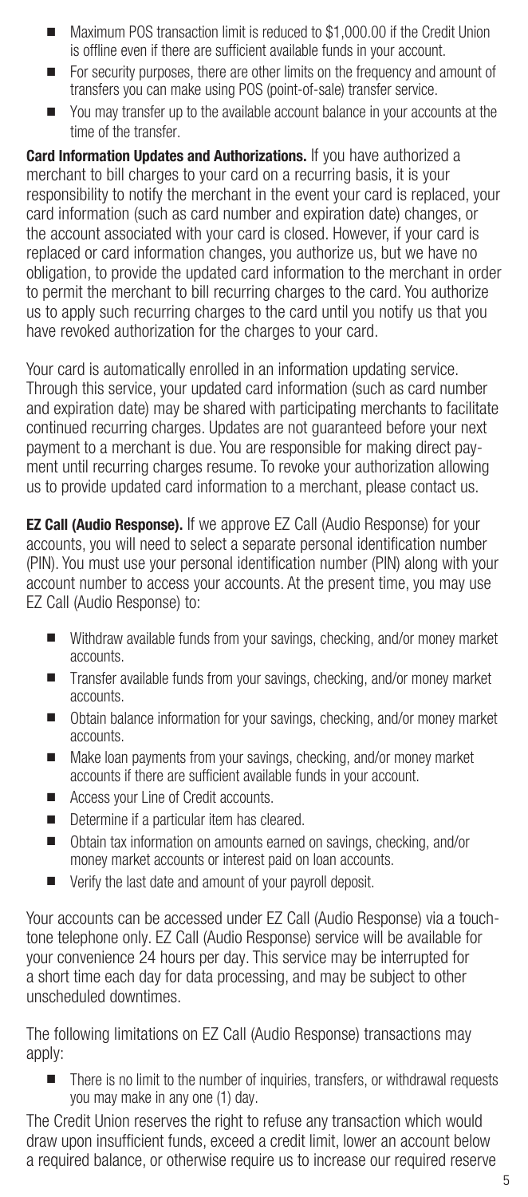- Maximum POS transaction limit is reduced to $1,000.00 if the Credit Union is offline even if there are sufficient available funds in your account.
- For security purposes, there are other limits on the frequency and amount of transfers you can make using POS (point-of-sale) transfer service.
- You may transfer up to the available account balance in your accounts at the time of the transfer.

**Card Information Updates and Authorizations.** If you have authorized a merchant to bill charges to your card on a recurring basis, it is your responsibility to notify the merchant in the event your card is replaced, your card information (such as card number and expiration date) changes, or the account associated with your card is closed. However, if your card is replaced or card information changes, you authorize us, but we have no obligation, to provide the updated card information to the merchant in order to permit the merchant to bill recurring charges to the card. You authorize us to apply such recurring charges to the card until you notify us that you have revoked authorization for the charges to your card.

Your card is automatically enrolled in an information updating service. Through this service, your updated card information (such as card number and expiration date) may be shared with participating merchants to facilitate continued recurring charges. Updates are not guaranteed before your next payment to a merchant is due. You are responsible for making direct payment until recurring charges resume. To revoke your authorization allowing us to provide updated card information to a merchant, please contact us.

**EZ Call (Audio Response).** If we approve EZ Call (Audio Response) for your accounts, you will need to select a separate personal identification number (PIN). You must use your personal identification number (PIN) along with your account number to access your accounts. At the present time, you may use EZ Call (Audio Response) to:

- Withdraw available funds from your savings, checking, and/or money market accounts.
- Transfer available funds from your savings, checking, and/or money market accounts.
- Obtain balance information for your savings, checking, and/or money market accounts.
- Make loan payments from your savings, checking, and/or money market accounts if there are sufficient available funds in your account.
- Access your Line of Credit accounts.
- Determine if a particular item has cleared.
- Obtain tax information on amounts earned on savings, checking, and/or money market accounts or interest paid on loan accounts.
- Verify the last date and amount of your payroll deposit.

Your accounts can be accessed under EZ Call (Audio Response) via a touch-tone telephone only. EZ Call (Audio Response) service will be available for your convenience 24 hours per day. This service may be interrupted for a short time each day for data processing, and may be subject to other unscheduled downtimes.

The following limitations on EZ Call (Audio Response) transactions may apply:

- There is no limit to the number of inquiries, transfers, or withdrawal requests you may make in any one (1) day.

The Credit Union reserves the right to refuse any transaction which would draw upon insufficient funds, exceed a credit limit, lower an account below a required balance, or otherwise require us to increase our required reserve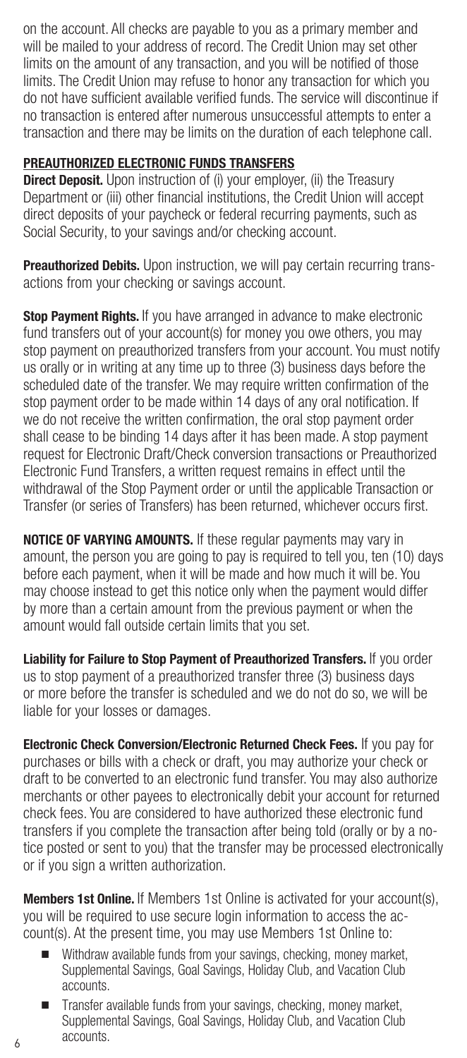on the account. All checks are payable to you as a primary member and will be mailed to your address of record. The Credit Union may set other limits on the amount of any transaction, and you will be notified of those limits. The Credit Union may refuse to honor any transaction for which you do not have sufficient available verified funds. The service will discontinue if no transaction is entered after numerous unsuccessful attempts to enter a transaction and there may be limits on the duration of each telephone call.

## PREAUTHORIZED ELECTRONIC FUNDS TRANSFERS

**Direct Deposit.** Upon instruction of (i) your employer, (ii) the Treasury Department or (iii) other financial institutions, the Credit Union will accept direct deposits of your paycheck or federal recurring payments, such as Social Security, to your savings and/or checking account.

**Preauthorized Debits.** Upon instruction, we will pay certain recurring transactions from your checking or savings account.

**Stop Payment Rights.** If you have arranged in advance to make electronic fund transfers out of your account(s) for money you owe others, you may stop payment on preauthorized transfers from your account. You must notify us orally or in writing at any time up to three (3) business days before the scheduled date of the transfer. We may require written confirmation of the stop payment order to be made within 14 days of any oral notification. If we do not receive the written confirmation, the oral stop payment order shall cease to be binding 14 days after it has been made. A stop payment request for Electronic Draft/Check conversion transactions or Preauthorized Electronic Fund Transfers, a written request remains in effect until the withdrawal of the Stop Payment order or until the applicable Transaction or Transfer (or series of Transfers) has been returned, whichever occurs first.

**NOTICE OF VARYING AMOUNTS.** If these regular payments may vary in amount, the person you are going to pay is required to tell you, ten (10) days before each payment, when it will be made and how much it will be. You may choose instead to get this notice only when the payment would differ by more than a certain amount from the previous payment or when the amount would fall outside certain limits that you set.

**Liability for Failure to Stop Payment of Preauthorized Transfers.** If you order us to stop payment of a preauthorized transfer three (3) business days or more before the transfer is scheduled and we do not do so, we will be liable for your losses or damages.

**Electronic Check Conversion/Electronic Returned Check Fees.** If you pay for purchases or bills with a check or draft, you may authorize your check or draft to be converted to an electronic fund transfer. You may also authorize merchants or other payees to electronically debit your account for returned check fees. You are considered to have authorized these electronic fund transfers if you complete the transaction after being told (orally or by a notice posted or sent to you) that the transfer may be processed electronically or if you sign a written authorization.

**Members 1st Online.** If Members 1st Online is activated for your account(s), you will be required to use secure login information to access the account(s). At the present time, you may use Members 1st Online to:

- Withdraw available funds from your savings, checking, money market, Supplemental Savings, Goal Savings, Holiday Club, and Vacation Club accounts.
- Transfer available funds from your savings, checking, money market, Supplemental Savings, Goal Savings, Holiday Club, and Vacation Club accounts.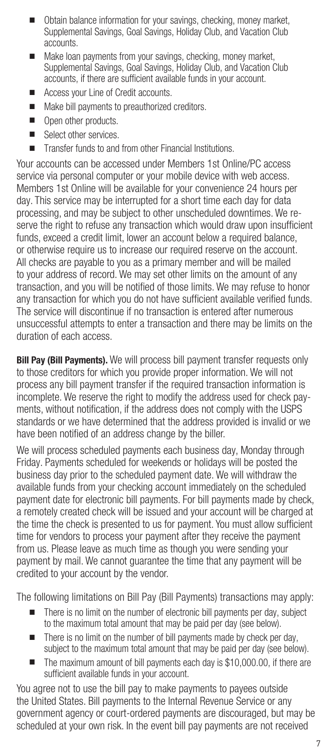- Obtain balance information for your savings, checking, money market, Supplemental Savings, Goal Savings, Holiday Club, and Vacation Club accounts.
- Make loan payments from your savings, checking, money market, Supplemental Savings, Goal Savings, Holiday Club, and Vacation Club accounts, if there are sufficient available funds in your account.
- Access your Line of Credit accounts.
- Make bill payments to preauthorized creditors.
- Open other products.
- Select other services.
- Transfer funds to and from other Financial Institutions.

Your accounts can be accessed under Members 1st Online/PC access service via personal computer or your mobile device with web access. Members 1st Online will be available for your convenience 24 hours per day. This service may be interrupted for a short time each day for data processing, and may be subject to other unscheduled downtimes. We reserve the right to refuse any transaction which would draw upon insufficient funds, exceed a credit limit, lower an account below a required balance, or otherwise require us to increase our required reserve on the account. All checks are payable to you as a primary member and will be mailed to your address of record. We may set other limits on the amount of any transaction, and you will be notified of those limits. We may refuse to honor any transaction for which you do not have sufficient available verified funds. The service will discontinue if no transaction is entered after numerous unsuccessful attempts to enter a transaction and there may be limits on the duration of each access.

**Bill Pay (Bill Payments).** We will process bill payment transfer requests only to those creditors for which you provide proper information. We will not process any bill payment transfer if the required transaction information is incomplete. We reserve the right to modify the address used for check payments, without notification, if the address does not comply with the USPS standards or we have determined that the address provided is invalid or we have been notified of an address change by the biller.

We will process scheduled payments each business day, Monday through Friday. Payments scheduled for weekends or holidays will be posted the business day prior to the scheduled payment date. We will withdraw the available funds from your checking account immediately on the scheduled payment date for electronic bill payments. For bill payments made by check, a remotely created check will be issued and your account will be charged at the time the check is presented to us for payment. You must allow sufficient time for vendors to process your payment after they receive the payment from us. Please leave as much time as though you were sending your payment by mail. We cannot guarantee the time that any payment will be credited to your account by the vendor.

The following limitations on Bill Pay (Bill Payments) transactions may apply:

- There is no limit on the number of electronic bill payments per day, subject to the maximum total amount that may be paid per day (see below).
- There is no limit on the number of bill payments made by check per day, subject to the maximum total amount that may be paid per day (see below).
- The maximum amount of bill payments each day is $10,000.00, if there are sufficient available funds in your account.

You agree not to use the bill pay to make payments to payees outside the United States. Bill payments to the Internal Revenue Service or any government agency or court-ordered payments are discouraged, but may be scheduled at your own risk. In the event bill pay payments are not received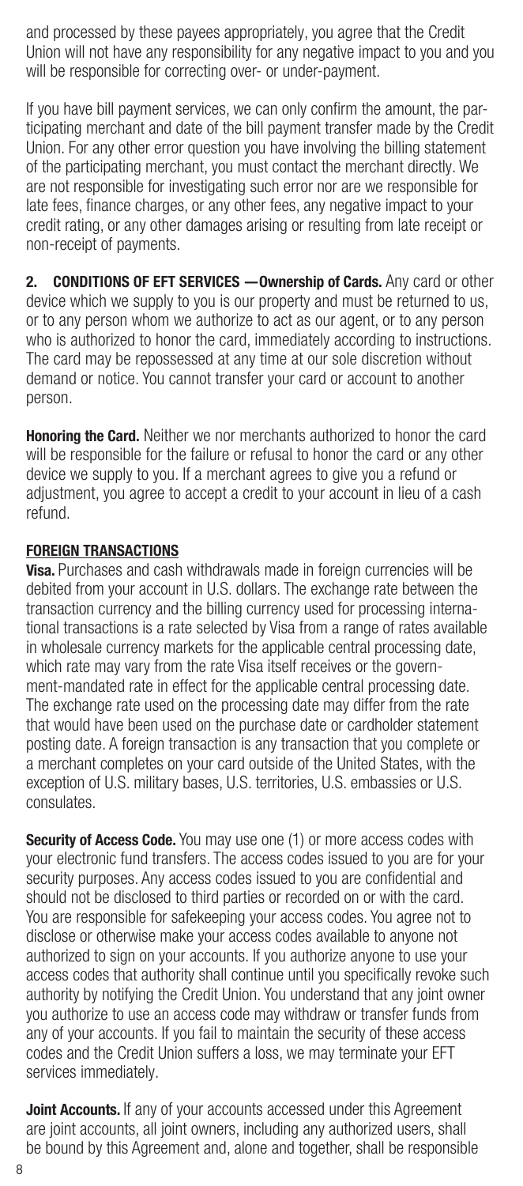and processed by these payees appropriately, you agree that the Credit Union will not have any responsibility for any negative impact to you and you will be responsible for correcting over- or under-payment.

If you have bill payment services, we can only confirm the amount, the participating merchant and date of the bill payment transfer made by the Credit Union. For any other error question you have involving the billing statement of the participating merchant, you must contact the merchant directly. We are not responsible for investigating such error nor are we responsible for late fees, finance charges, or any other fees, any negative impact to your credit rating, or any other damages arising or resulting from late receipt or non-receipt of payments.

**2. CONDITIONS OF EFT SERVICES —Ownership of Cards.** Any card or other device which we supply to you is our property and must be returned to us, or to any person whom we authorize to act as our agent, or to any person who is authorized to honor the card, immediately according to instructions. The card may be repossessed at any time at our sole discretion without demand or notice. You cannot transfer your card or account to another person.

**Honoring the Card.** Neither we nor merchants authorized to honor the card will be responsible for the failure or refusal to honor the card or any other device we supply to you. If a merchant agrees to give you a refund or adjustment, you agree to accept a credit to your account in lieu of a cash refund.

**FOREIGN TRANSACTIONS**

**Visa.** Purchases and cash withdrawals made in foreign currencies will be debited from your account in U.S. dollars. The exchange rate between the transaction currency and the billing currency used for processing international transactions is a rate selected by Visa from a range of rates available in wholesale currency markets for the applicable central processing date, which rate may vary from the rate Visa itself receives or the government-mandated rate in effect for the applicable central processing date. The exchange rate used on the processing date may differ from the rate that would have been used on the purchase date or cardholder statement posting date. A foreign transaction is any transaction that you complete or a merchant completes on your card outside of the United States, with the exception of U.S. military bases, U.S. territories, U.S. embassies or U.S. consulates.

**Security of Access Code.** You may use one (1) or more access codes with your electronic fund transfers. The access codes issued to you are for your security purposes. Any access codes issued to you are confidential and should not be disclosed to third parties or recorded on or with the card. You are responsible for safekeeping your access codes. You agree not to disclose or otherwise make your access codes available to anyone not authorized to sign on your accounts. If you authorize anyone to use your access codes that authority shall continue until you specifically revoke such authority by notifying the Credit Union. You understand that any joint owner you authorize to use an access code may withdraw or transfer funds from any of your accounts. If you fail to maintain the security of these access codes and the Credit Union suffers a loss, we may terminate your EFT services immediately.

**Joint Accounts.** If any of your accounts accessed under this Agreement are joint accounts, all joint owners, including any authorized users, shall be bound by this Agreement and, alone and together, shall be responsible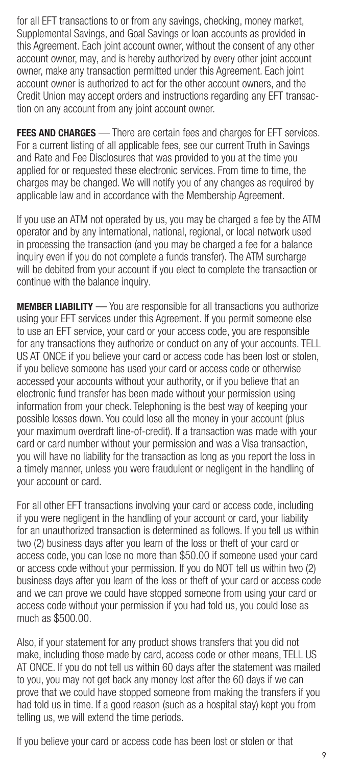for all EFT transactions to or from any savings, checking, money market, Supplemental Savings, and Goal Savings or loan accounts as provided in this Agreement. Each joint account owner, without the consent of any other account owner, may, and is hereby authorized by every other joint account owner, make any transaction permitted under this Agreement. Each joint account owner is authorized to act for the other account owners, and the Credit Union may accept orders and instructions regarding any EFT transaction on any account from any joint account owner.

**FEES AND CHARGES** — There are certain fees and charges for EFT services. For a current listing of all applicable fees, see our current Truth in Savings and Rate and Fee Disclosures that was provided to you at the time you applied for or requested these electronic services. From time to time, the charges may be changed. We will notify you of any changes as required by applicable law and in accordance with the Membership Agreement.

If you use an ATM not operated by us, you may be charged a fee by the ATM operator and by any international, national, regional, or local network used in processing the transaction (and you may be charged a fee for a balance inquiry even if you do not complete a funds transfer). The ATM surcharge will be debited from your account if you elect to complete the transaction or continue with the balance inquiry.

**MEMBER LIABILITY** — You are responsible for all transactions you authorize using your EFT services under this Agreement. If you permit someone else to use an EFT service, your card or your access code, you are responsible for any transactions they authorize or conduct on any of your accounts. TELL US AT ONCE if you believe your card or access code has been lost or stolen, if you believe someone has used your card or access code or otherwise accessed your accounts without your authority, or if you believe that an electronic fund transfer has been made without your permission using information from your check. Telephoning is the best way of keeping your possible losses down. You could lose all the money in your account (plus your maximum overdraft line-of-credit). If a transaction was made with your card or card number without your permission and was a Visa transaction, you will have no liability for the transaction as long as you report the loss in a timely manner, unless you were fraudulent or negligent in the handling of your account or card.

For all other EFT transactions involving your card or access code, including if you were negligent in the handling of your account or card, your liability for an unauthorized transaction is determined as follows. If you tell us within two (2) business days after you learn of the loss or theft of your card or access code, you can lose no more than $50.00 if someone used your card or access code without your permission. If you do NOT tell us within two (2) business days after you learn of the loss or theft of your card or access code and we can prove we could have stopped someone from using your card or access code without your permission if you had told us, you could lose as much as $500.00.

Also, if your statement for any product shows transfers that you did not make, including those made by card, access code or other means, TELL US AT ONCE. If you do not tell us within 60 days after the statement was mailed to you, you may not get back any money lost after the 60 days if we can prove that we could have stopped someone from making the transfers if you had told us in time. If a good reason (such as a hospital stay) kept you from telling us, we will extend the time periods.

If you believe your card or access code has been lost or stolen or that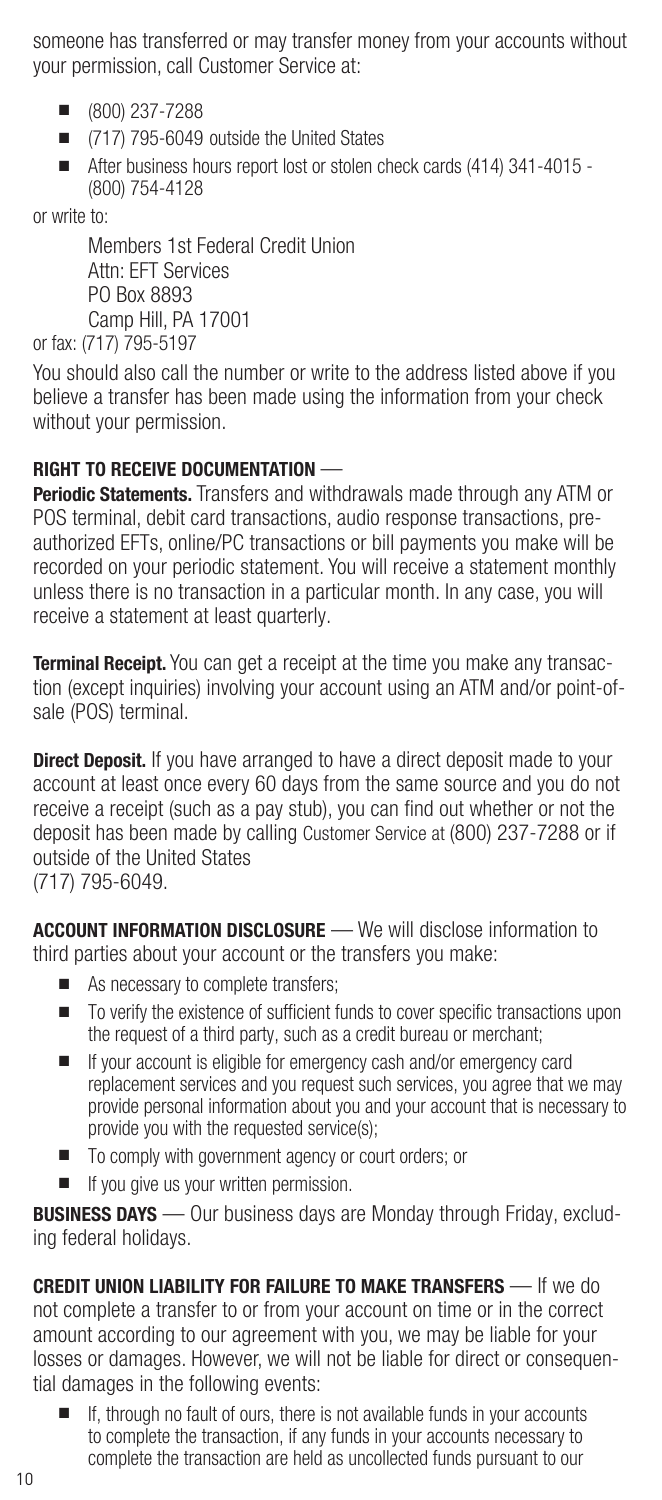someone has transferred or may transfer money from your accounts without your permission, call Customer Service at:

- (800) 237-7288
- (717) 795-6049 outside the United States
- After business hours report lost or stolen check cards (414) 341-4015 - (800) 754-4128

or write to:

Members 1st Federal Credit Union
Attn: EFT Services
PO Box 8893
Camp Hill, PA 17001

or fax: (717) 795-5197

You should also call the number or write to the address listed above if you believe a transfer has been made using the information from your check without your permission.

**RIGHT TO RECEIVE DOCUMENTATION** —

**Periodic Statements.** Transfers and withdrawals made through any ATM or POS terminal, debit card transactions, audio response transactions, preauthorized EFTs, online/PC transactions or bill payments you make will be recorded on your periodic statement. You will receive a statement monthly unless there is no transaction in a particular month. In any case, you will receive a statement at least quarterly.

**Terminal Receipt.** You can get a receipt at the time you make any transaction (except inquiries) involving your account using an ATM and/or point-of-sale (POS) terminal.

**Direct Deposit.** If you have arranged to have a direct deposit made to your account at least once every 60 days from the same source and you do not receive a receipt (such as a pay stub), you can find out whether or not the deposit has been made by calling Customer Service at (800) 237-7288 or if outside of the United States
(717) 795-6049.

**ACCOUNT INFORMATION DISCLOSURE** — We will disclose information to third parties about your account or the transfers you make:

- As necessary to complete transfers;
- To verify the existence of sufficient funds to cover specific transactions upon the request of a third party, such as a credit bureau or merchant;
- If your account is eligible for emergency cash and/or emergency card replacement services and you request such services, you agree that we may provide personal information about you and your account that is necessary to provide you with the requested service(s);
- To comply with government agency or court orders; or
- If you give us your written permission.

**BUSINESS DAYS** — Our business days are Monday through Friday, excluding federal holidays.

**CREDIT UNION LIABILITY FOR FAILURE TO MAKE TRANSFERS** — If we do not complete a transfer to or from your account on time or in the correct amount according to our agreement with you, we may be liable for your losses or damages. However, we will not be liable for direct or consequential damages in the following events:

- If, through no fault of ours, there is not available funds in your accounts to complete the transaction, if any funds in your accounts necessary to complete the transaction are held as uncollected funds pursuant to our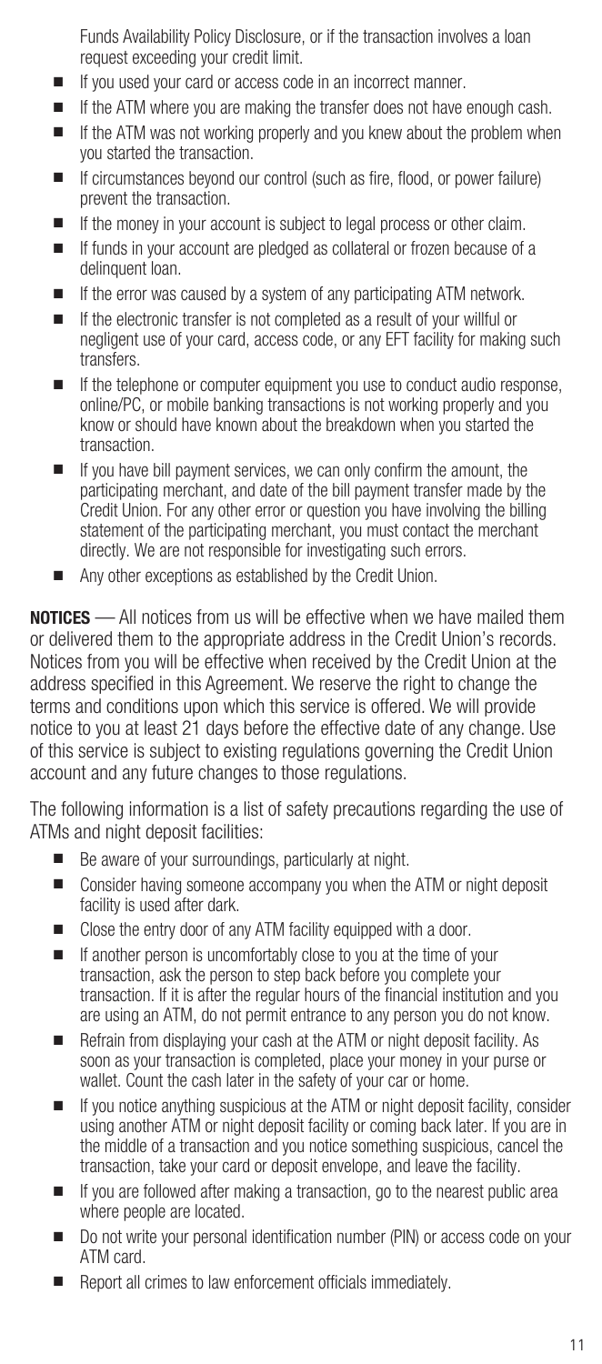Funds Availability Policy Disclosure, or if the transaction involves a loan request exceeding your credit limit.

- If you used your card or access code in an incorrect manner.
- If the ATM where you are making the transfer does not have enough cash.
- If the ATM was not working properly and you knew about the problem when you started the transaction.
- If circumstances beyond our control (such as fire, flood, or power failure) prevent the transaction.
- If the money in your account is subject to legal process or other claim.
- If funds in your account are pledged as collateral or frozen because of a delinquent loan.
- If the error was caused by a system of any participating ATM network.
- If the electronic transfer is not completed as a result of your willful or negligent use of your card, access code, or any EFT facility for making such transfers.
- If the telephone or computer equipment you use to conduct audio response, online/PC, or mobile banking transactions is not working properly and you know or should have known about the breakdown when you started the transaction.
- If you have bill payment services, we can only confirm the amount, the participating merchant, and date of the bill payment transfer made by the Credit Union. For any other error or question you have involving the billing statement of the participating merchant, you must contact the merchant directly. We are not responsible for investigating such errors.
- Any other exceptions as established by the Credit Union.

**NOTICES** — All notices from us will be effective when we have mailed them or delivered them to the appropriate address in the Credit Union's records. Notices from you will be effective when received by the Credit Union at the address specified in this Agreement. We reserve the right to change the terms and conditions upon which this service is offered. We will provide notice to you at least 21 days before the effective date of any change. Use of this service is subject to existing regulations governing the Credit Union account and any future changes to those regulations.

The following information is a list of safety precautions regarding the use of ATMs and night deposit facilities:

- Be aware of your surroundings, particularly at night.
- Consider having someone accompany you when the ATM or night deposit facility is used after dark.
- Close the entry door of any ATM facility equipped with a door.
- If another person is uncomfortably close to you at the time of your transaction, ask the person to step back before you complete your transaction. If it is after the regular hours of the financial institution and you are using an ATM, do not permit entrance to any person you do not know.
- Refrain from displaying your cash at the ATM or night deposit facility. As soon as your transaction is completed, place your money in your purse or wallet. Count the cash later in the safety of your car or home.
- If you notice anything suspicious at the ATM or night deposit facility, consider using another ATM or night deposit facility or coming back later. If you are in the middle of a transaction and you notice something suspicious, cancel the transaction, take your card or deposit envelope, and leave the facility.
- If you are followed after making a transaction, go to the nearest public area where people are located.
- Do not write your personal identification number (PIN) or access code on your ATM card.
- Report all crimes to law enforcement officials immediately.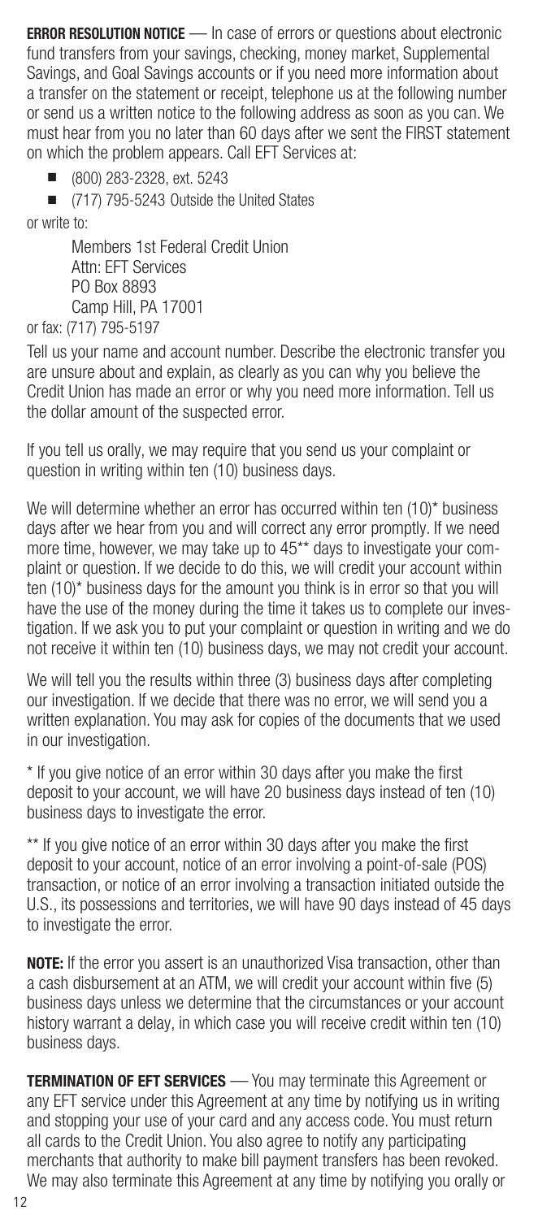**ERROR RESOLUTION NOTICE** — In case of errors or questions about electronic fund transfers from your savings, checking, money market, Supplemental Savings, and Goal Savings accounts or if you need more information about a transfer on the statement or receipt, telephone us at the following number or send us a written notice to the following address as soon as you can. We must hear from you no later than 60 days after we sent the FIRST statement on which the problem appears. Call EFT Services at:

- (800) 283-2328, ext. 5243
- (717) 795-5243 Outside the United States

or write to:

Members 1st Federal Credit Union
Attn: EFT Services
PO Box 8893
Camp Hill, PA 17001

or fax: (717) 795-5197

Tell us your name and account number. Describe the electronic transfer you are unsure about and explain, as clearly as you can why you believe the Credit Union has made an error or why you need more information. Tell us the dollar amount of the suspected error.

If you tell us orally, we may require that you send us your complaint or question in writing within ten (10) business days.

We will determine whether an error has occurred within ten (10)* business days after we hear from you and will correct any error promptly. If we need more time, however, we may take up to 45** days to investigate your complaint or question. If we decide to do this, we will credit your account within ten (10)* business days for the amount you think is in error so that you will have the use of the money during the time it takes us to complete our investigation. If we ask you to put your complaint or question in writing and we do not receive it within ten (10) business days, we may not credit your account.

We will tell you the results within three (3) business days after completing our investigation. If we decide that there was no error, we will send you a written explanation. You may ask for copies of the documents that we used in our investigation.

* If you give notice of an error within 30 days after you make the first deposit to your account, we will have 20 business days instead of ten (10) business days to investigate the error.

** If you give notice of an error within 30 days after you make the first deposit to your account, notice of an error involving a point-of-sale (POS) transaction, or notice of an error involving a transaction initiated outside the U.S., its possessions and territories, we will have 90 days instead of 45 days to investigate the error.

**NOTE:** If the error you assert is an unauthorized Visa transaction, other than a cash disbursement at an ATM, we will credit your account within five (5) business days unless we determine that the circumstances or your account history warrant a delay, in which case you will receive credit within ten (10) business days.

**TERMINATION OF EFT SERVICES** — You may terminate this Agreement or any EFT service under this Agreement at any time by notifying us in writing and stopping your use of your card and any access code. You must return all cards to the Credit Union. You also agree to notify any participating merchants that authority to make bill payment transfers has been revoked. We may also terminate this Agreement at any time by notifying you orally or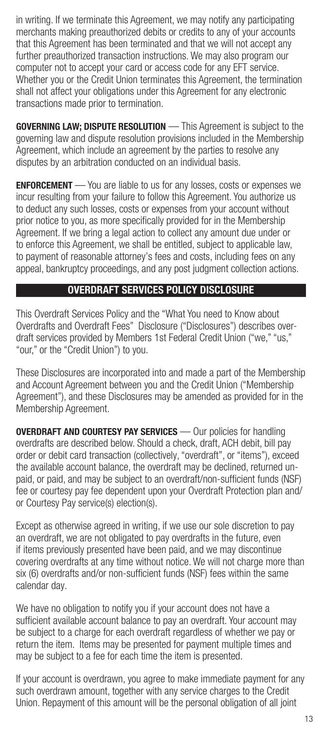in writing. If we terminate this Agreement, we may notify any participating merchants making preauthorized debits or credits to any of your accounts that this Agreement has been terminated and that we will not accept any further preauthorized transaction instructions. We may also program our computer not to accept your card or access code for any EFT service. Whether you or the Credit Union terminates this Agreement, the termination shall not affect your obligations under this Agreement for any electronic transactions made prior to termination.

**GOVERNING LAW; DISPUTE RESOLUTION** — This Agreement is subject to the governing law and dispute resolution provisions included in the Membership Agreement, which include an agreement by the parties to resolve any disputes by an arbitration conducted on an individual basis.

**ENFORCEMENT** — You are liable to us for any losses, costs or expenses we incur resulting from your failure to follow this Agreement. You authorize us to deduct any such losses, costs or expenses from your account without prior notice to you, as more specifically provided for in the Membership Agreement. If we bring a legal action to collect any amount due under or to enforce this Agreement, we shall be entitled, subject to applicable law, to payment of reasonable attorney's fees and costs, including fees on any appeal, bankruptcy proceedings, and any post judgment collection actions.

## OVERDRAFT SERVICES POLICY DISCLOSURE

This Overdraft Services Policy and the "What You need to Know about Overdrafts and Overdraft Fees" Disclosure ("Disclosures") describes overdraft services provided by Members 1st Federal Credit Union ("we," "us," "our," or the "Credit Union") to you.

These Disclosures are incorporated into and made a part of the Membership and Account Agreement between you and the Credit Union ("Membership Agreement"), and these Disclosures may be amended as provided for in the Membership Agreement.

**OVERDRAFT AND COURTESY PAY SERVICES** — Our policies for handling overdrafts are described below. Should a check, draft, ACH debit, bill pay order or debit card transaction (collectively, "overdraft", or "items"), exceed the available account balance, the overdraft may be declined, returned unpaid, or paid, and may be subject to an overdraft/non-sufficient funds (NSF) fee or courtesy pay fee dependent upon your Overdraft Protection plan and/or Courtesy Pay service(s) election(s).

Except as otherwise agreed in writing, if we use our sole discretion to pay an overdraft, we are not obligated to pay overdrafts in the future, even if items previously presented have been paid, and we may discontinue covering overdrafts at any time without notice. We will not charge more than six (6) overdrafts and/or non-sufficient funds (NSF) fees within the same calendar day.

We have no obligation to notify you if your account does not have a sufficient available account balance to pay an overdraft. Your account may be subject to a charge for each overdraft regardless of whether we pay or return the item. Items may be presented for payment multiple times and may be subject to a fee for each time the item is presented.

If your account is overdrawn, you agree to make immediate payment for any such overdrawn amount, together with any service charges to the Credit Union. Repayment of this amount will be the personal obligation of all joint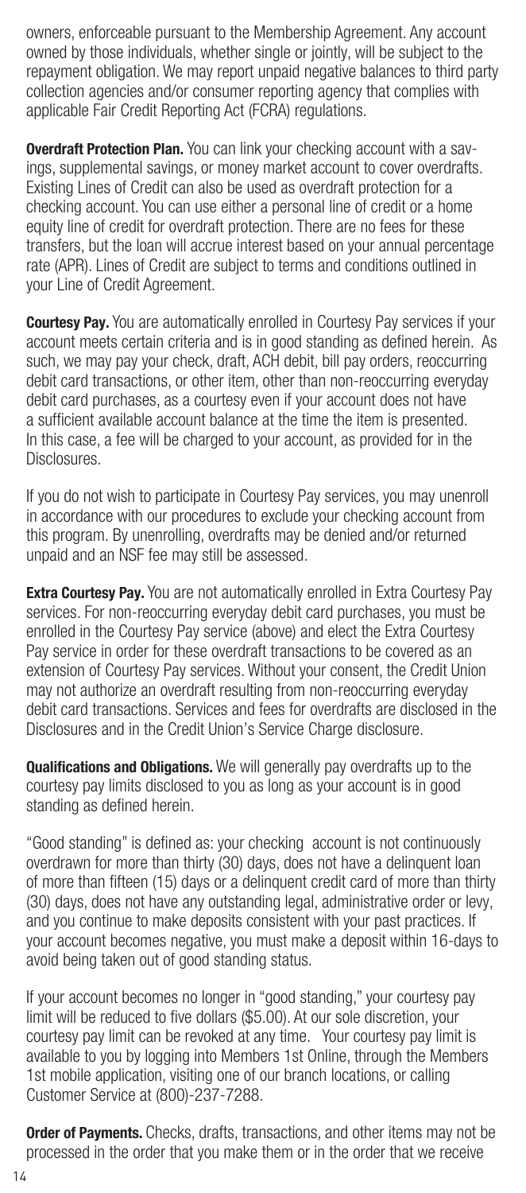owners, enforceable pursuant to the Membership Agreement. Any account owned by those individuals, whether single or jointly, will be subject to the repayment obligation. We may report unpaid negative balances to third party collection agencies and/or consumer reporting agency that complies with applicable Fair Credit Reporting Act (FCRA) regulations.

**Overdraft Protection Plan.** You can link your checking account with a savings, supplemental savings, or money market account to cover overdrafts. Existing Lines of Credit can also be used as overdraft protection for a checking account. You can use either a personal line of credit or a home equity line of credit for overdraft protection. There are no fees for these transfers, but the loan will accrue interest based on your annual percentage rate (APR). Lines of Credit are subject to terms and conditions outlined in your Line of Credit Agreement.

**Courtesy Pay.** You are automatically enrolled in Courtesy Pay services if your account meets certain criteria and is in good standing as defined herein. As such, we may pay your check, draft, ACH debit, bill pay orders, reoccurring debit card transactions, or other item, other than non-reoccurring everyday debit card purchases, as a courtesy even if your account does not have a sufficient available account balance at the time the item is presented. In this case, a fee will be charged to your account, as provided for in the Disclosures.

If you do not wish to participate in Courtesy Pay services, you may unenroll in accordance with our procedures to exclude your checking account from this program. By unenrolling, overdrafts may be denied and/or returned unpaid and an NSF fee may still be assessed.

**Extra Courtesy Pay.** You are not automatically enrolled in Extra Courtesy Pay services. For non-reoccurring everyday debit card purchases, you must be enrolled in the Courtesy Pay service (above) and elect the Extra Courtesy Pay service in order for these overdraft transactions to be covered as an extension of Courtesy Pay services. Without your consent, the Credit Union may not authorize an overdraft resulting from non-reoccurring everyday debit card transactions. Services and fees for overdrafts are disclosed in the Disclosures and in the Credit Union's Service Charge disclosure.

**Qualifications and Obligations.** We will generally pay overdrafts up to the courtesy pay limits disclosed to you as long as your account is in good standing as defined herein.

"Good standing" is defined as: your checking account is not continuously overdrawn for more than thirty (30) days, does not have a delinquent loan of more than fifteen (15) days or a delinquent credit card of more than thirty (30) days, does not have any outstanding legal, administrative order or levy, and you continue to make deposits consistent with your past practices. If your account becomes negative, you must make a deposit within 16-days to avoid being taken out of good standing status.

If your account becomes no longer in "good standing," your courtesy pay limit will be reduced to five dollars ($5.00). At our sole discretion, your courtesy pay limit can be revoked at any time. Your courtesy pay limit is available to you by logging into Members 1st Online, through the Members 1st mobile application, visiting one of our branch locations, or calling Customer Service at (800)-237-7288.

**Order of Payments.** Checks, drafts, transactions, and other items may not be processed in the order that you make them or in the order that we receive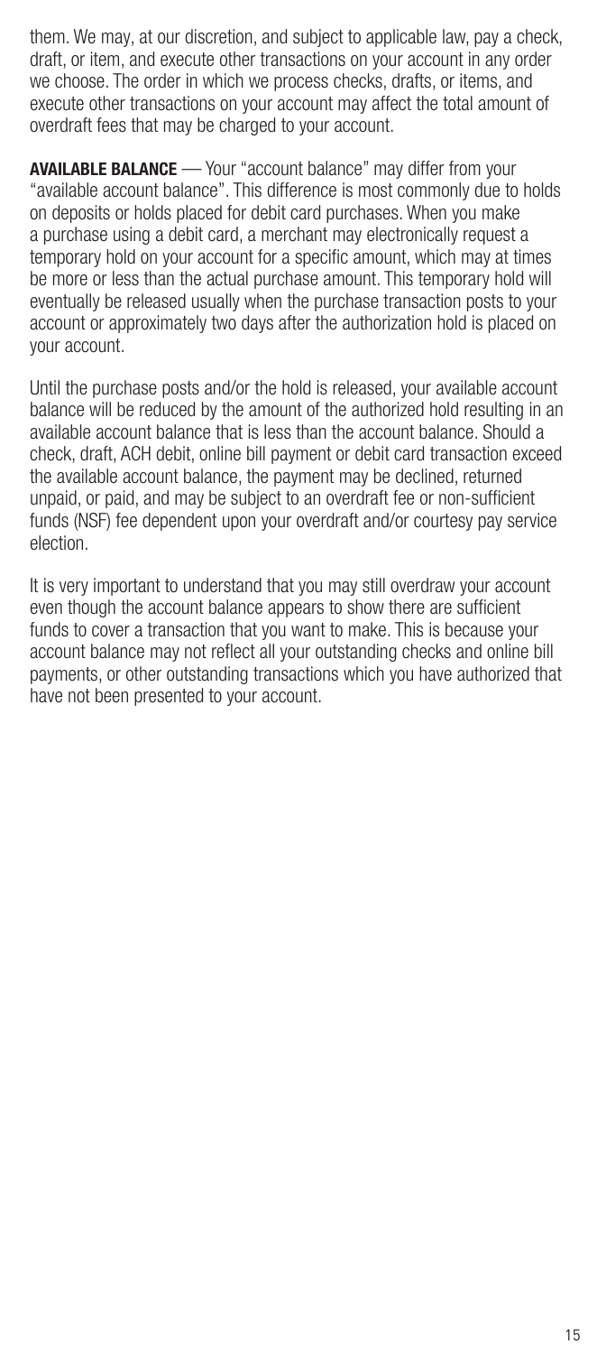them. We may, at our discretion, and subject to applicable law, pay a check, draft, or item, and execute other transactions on your account in any order we choose. The order in which we process checks, drafts, or items, and execute other transactions on your account may affect the total amount of overdraft fees that may be charged to your account.

**AVAILABLE BALANCE** — Your "account balance" may differ from your "available account balance". This difference is most commonly due to holds on deposits or holds placed for debit card purchases. When you make a purchase using a debit card, a merchant may electronically request a temporary hold on your account for a specific amount, which may at times be more or less than the actual purchase amount. This temporary hold will eventually be released usually when the purchase transaction posts to your account or approximately two days after the authorization hold is placed on your account.

Until the purchase posts and/or the hold is released, your available account balance will be reduced by the amount of the authorized hold resulting in an available account balance that is less than the account balance. Should a check, draft, ACH debit, online bill payment or debit card transaction exceed the available account balance, the payment may be declined, returned unpaid, or paid, and may be subject to an overdraft fee or non-sufficient funds (NSF) fee dependent upon your overdraft and/or courtesy pay service election.

It is very important to understand that you may still overdraw your account even though the account balance appears to show there are sufficient funds to cover a transaction that you want to make. This is because your account balance may not reflect all your outstanding checks and online bill payments, or other outstanding transactions which you have authorized that have not been presented to your account.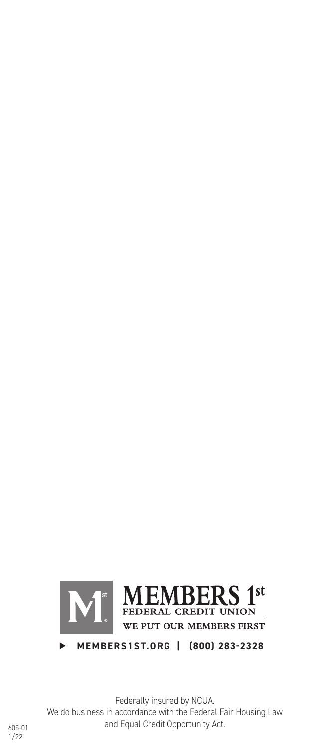MEMBERS 1st
FEDERAL CREDIT UNION
WE PUT OUR MEMBERS FIRST

▶ **MEMBERS1ST.ORG | (800) 283-2328**

Federally insured by NCUA.
We do business in accordance with the Federal Fair Housing Law and Equal Credit Opportunity Act.

605-01
1/22